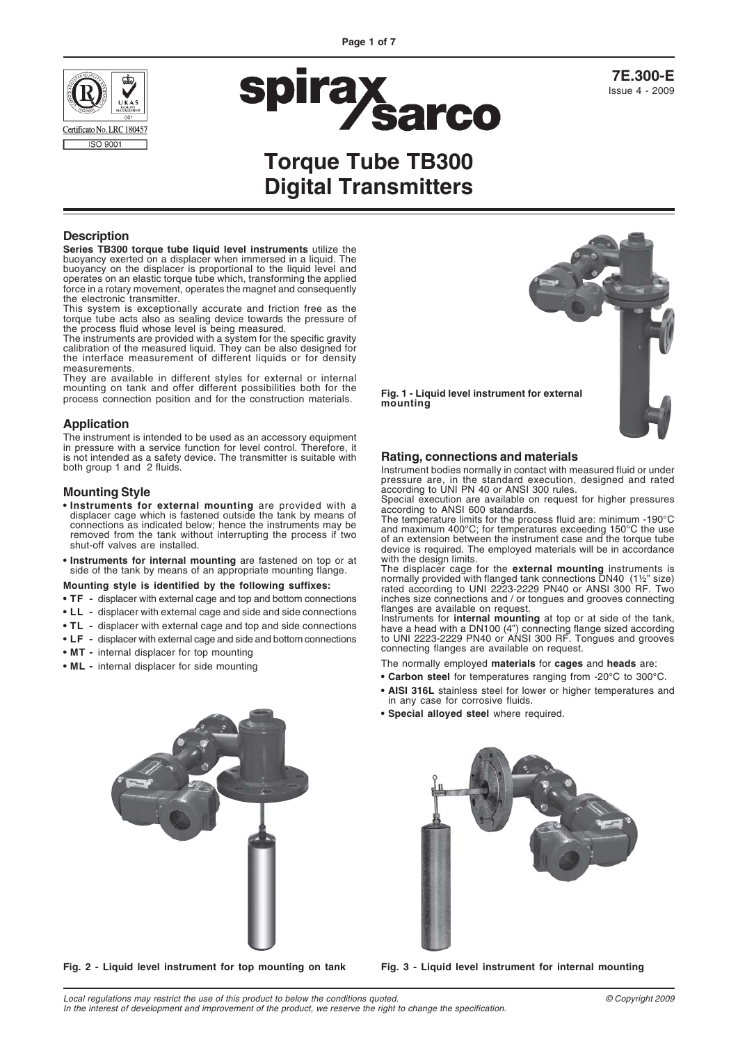7E.300-E
Issue 4 - 2009

# Torque Tube TB300 Digital Transmitters

## Description

**Series TB300 torque tube liquid level instruments** utilize the buoyancy exerted on a displacer when immersed in a liquid. The buoyancy on the displacer is proportional to the liquid level and operates on an elastic torque tube which, transforming the applied force in a rotary movement, operates the magnet and consequently the electronic transmitter.

This system is exceptionally accurate and friction free as the torque tube acts also as sealing device towards the pressure of the process fluid whose level is being measured.

The instruments are provided with a system for the specific gravity calibration of the measured liquid. They can be also designed for the interface measurement of different liquids or for density measurements.

They are available in different styles for external or internal mounting on tank and offer different possibilities both for the process connection position and for the construction materials.

## Application

The instrument is intended to be used as an accessory equipment in pressure with a service function for level control. Therefore, it is not intended as a safety device. The transmitter is suitable with both group 1 and 2 fluids.

## Mounting Style

- **Instruments for external mounting** are provided with a displacer cage which is fastened outside the tank by means of connections as indicated below; hence the instruments may be removed from the tank without interrupting the process if two shut-off valves are installed.
- **Instruments for internal mounting** are fastened on top or at side of the tank by means of an appropriate mounting flange.

**Mounting style is identified by the following suffixes:**

- **TF -** displacer with external cage and top and bottom connections
- **LL -** displacer with external cage and side and side connections
- **TL -** displacer with external cage and top and side connections
- **LF -** displacer with external cage and side and bottom connections
- **MT -** internal displacer for top mounting
- **ML -** internal displacer for side mounting

**Fig. 1 - Liquid level instrument for external mounting**

## Rating, connections and materials

Instrument bodies normally in contact with measured fluid or under pressure are, in the standard execution, designed and rated according to UNI PN 40 or ANSI 300 rules.

Special execution are available on request for higher pressures according to ANSI 600 standards.

The temperature limits for the process fluid are: minimum -190°C and maximum 400°C; for temperatures exceeding 150°C the use of an extension between the instrument case and the torque tube device is required. The employed materials will be in accordance with the design limits.

The displacer cage for the **external mounting** instruments is normally provided with flanged tank connections DN40 (1½" size) rated according to UNI 2223-2229 PN40 or ANSI 300 RF. Two inches size connections and / or tongues and grooves connecting flanges are available on request.

Instruments for **internal mounting** at top or at side of the tank, have a head with a DN100 (4") connecting flange sized according to UNI 2223-2229 PN40 or ANSI 300 RF. Tongues and grooves connecting flanges are available on request.

The normally employed **materials** for **cages** and **heads** are:

- **Carbon steel** for temperatures ranging from -20°C to 300°C.
- **AISI 316L** stainless steel for lower or higher temperatures and in any case for corrosive fluids.
- **Special alloyed steel** where required.

**Fig. 2 - Liquid level instrument for top mounting on tank**

**Fig. 3 - Liquid level instrument for internal mounting**

*Local regulations may restrict the use of this product to below the conditions quoted.*
*In the interest of development and improvement of the product, we reserve the right to change the specification.*

© Copyright 2009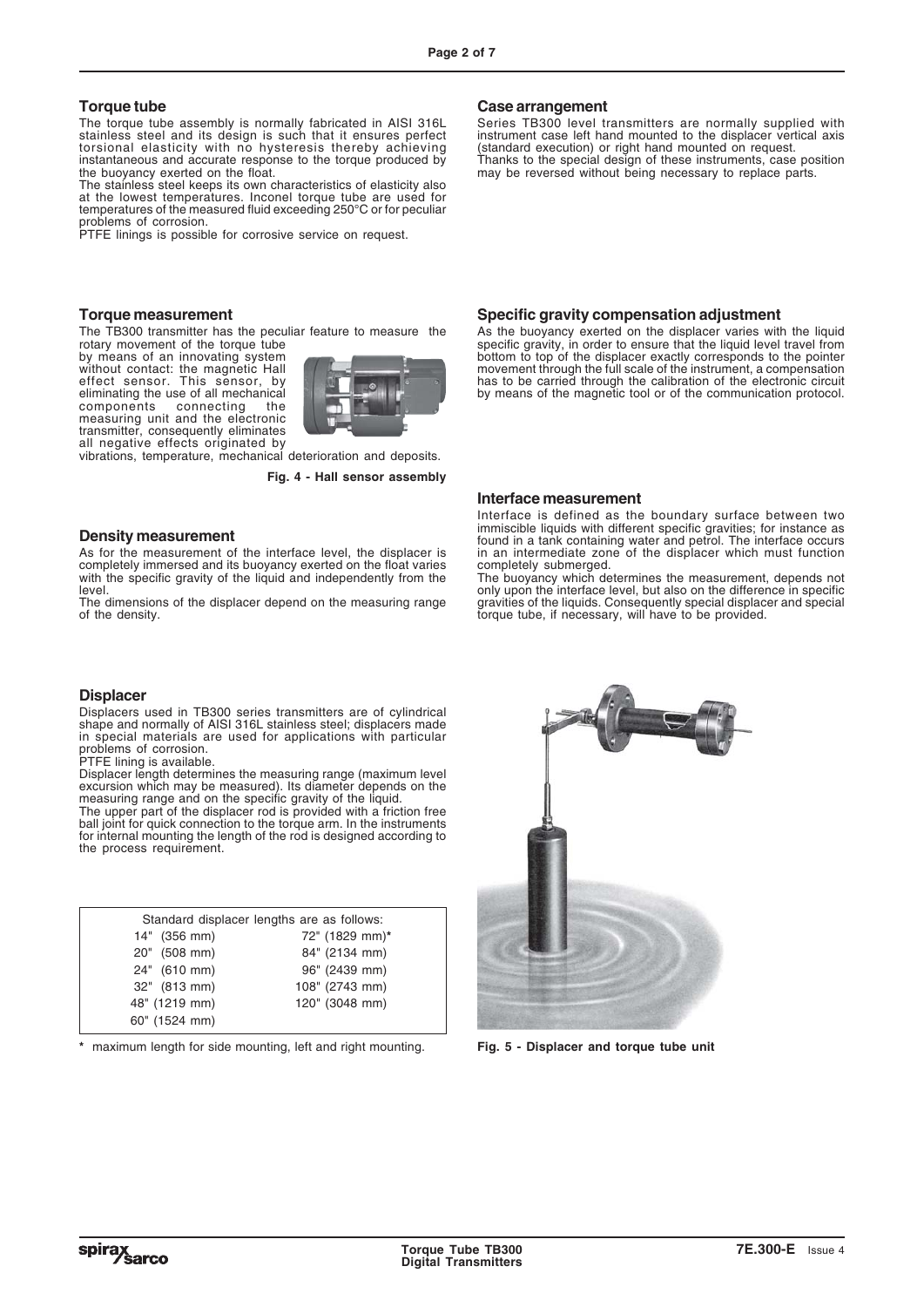## Torque tube

The torque tube assembly is normally fabricated in AISI 316L stainless steel and its design is such that it ensures perfect torsional elasticity with no hysteresis thereby achieving instantaneous and accurate response to the torque produced by the buoyancy exerted on the float.

The stainless steel keeps its own characteristics of elasticity also at the lowest temperatures. Inconel torque tube are used for temperatures of the measured fluid exceeding 250°C or for peculiar problems of corrosion.

PTFE linings is possible for corrosive service on request.

## Case arrangement

Series TB300 level transmitters are normally supplied with instrument case left hand mounted to the displacer vertical axis (standard execution) or right hand mounted on request.

Thanks to the special design of these instruments, case position may be reversed without being necessary to replace parts.

## Torque measurement

The TB300 transmitter has the peculiar feature to measure the rotary movement of the torque tube by means of an innovating system without contact: the magnetic Hall effect sensor. This sensor, by eliminating the use of all mechanical components connecting the measuring unit and the electronic transmitter, consequently eliminates all negative effects originated by vibrations, temperature, mechanical deterioration and deposits.

**Fig. 4 - Hall sensor assembly**

## Specific gravity compensation adjustment

As the buoyancy exerted on the displacer varies with the liquid specific gravity, in order to ensure that the liquid level travel from bottom to top of the displacer exactly corresponds to the pointer movement through the full scale of the instrument, a compensation has to be carried through the calibration of the electronic circuit by means of the magnetic tool or of the communication protocol.

## Density measurement

As for the measurement of the interface level, the displacer is completely immersed and its buoyancy exerted on the float varies with the specific gravity of the liquid and independently from the level.

The dimensions of the displacer depend on the measuring range of the density.

## Interface measurement

Interface is defined as the boundary surface between two immiscible liquids with different specific gravities; for instance as found in a tank containing water and petrol. The interface occurs in an intermediate zone of the displacer which must function completely submerged.

The buoyancy which determines the measurement, depends not only upon the interface level, but also on the difference in specific gravities of the liquids. Consequently special displacer and special torque tube, if necessary, will have to be provided.

## Displacer

Displacers used in TB300 series transmitters are of cylindrical shape and normally of AISI 316L stainless steel; displacers made in special materials are used for applications with particular problems of corrosion.

PTFE lining is available.

Displacer length determines the measuring range (maximum level excursion which may be measured). Its diameter depends on the measuring range and on the specific gravity of the liquid.

The upper part of the displacer rod is provided with a friction free ball joint for quick connection to the torque arm. In the instruments for internal mounting the length of the rod is designed according to the process requirement.

| Standard displacer lengths are as follows: | |
|---|---|
| 14" (356 mm) | 72" (1829 mm)* |
| 20" (508 mm) | 84" (2134 mm) |
| 24" (610 mm) | 96" (2439 mm) |
| 32" (813 mm) | 108" (2743 mm) |
| 48" (1219 mm) | 120" (3048 mm) |
| 60" (1524 mm) | |

* maximum length for side mounting, left and right mounting.

**Fig. 5 - Displacer and torque tube unit**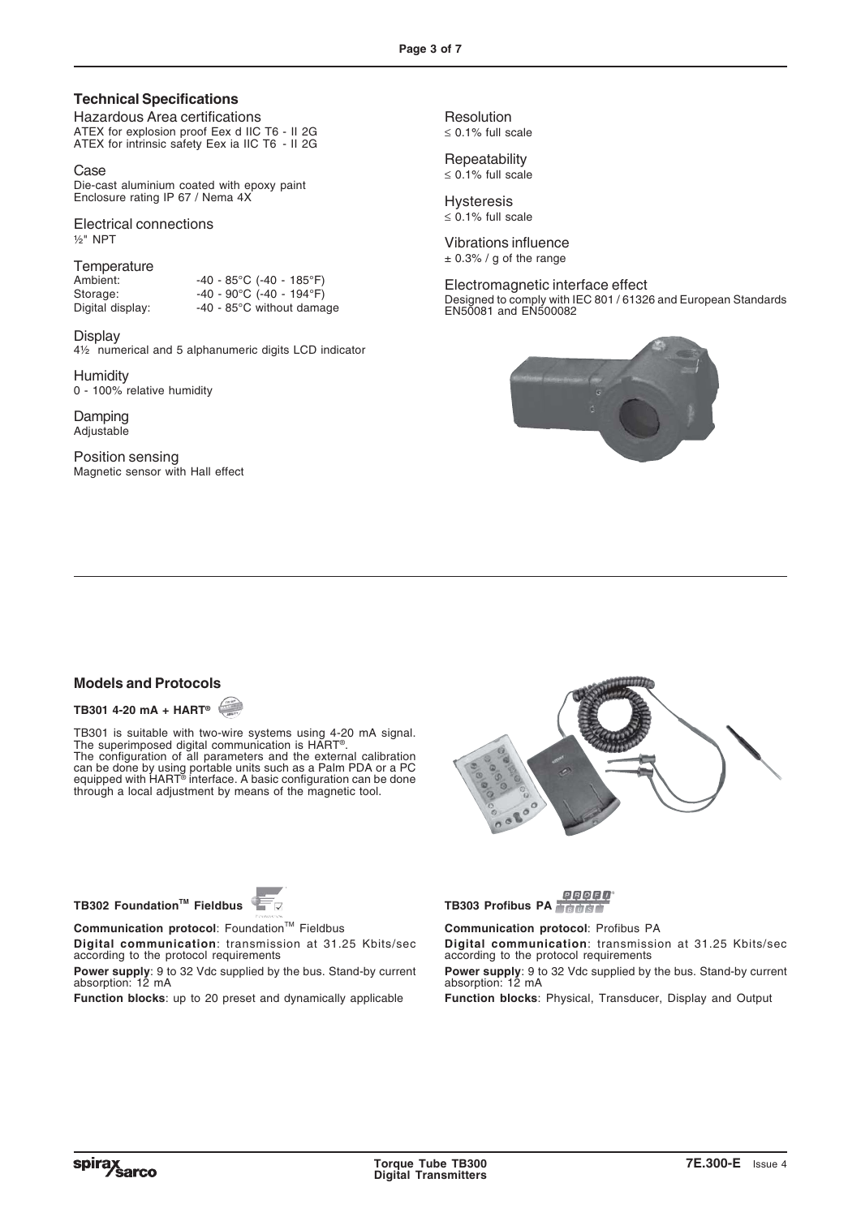## Technical Specifications

**Hazardous Area certifications**
ATEX for explosion proof Eex d IIC T6 - II 2G
ATEX for intrinsic safety Eex ia IIC T6 - II 2G

**Case**
Die-cast aluminium coated with epoxy paint
Enclosure rating IP 67 / Nema 4X

**Electrical connections**
½" NPT

**Temperature**

| | |
|---|---|
| Ambient: | -40 - 85°C (-40 - 185°F) |
| Storage: | -40 - 90°C (-40 - 194°F) |
| Digital display: | -40 - 85°C without damage |

**Display**
4½ numerical and 5 alphanumeric digits LCD indicator

**Humidity**
0 - 100% relative humidity

**Damping**
Adjustable

**Position sensing**
Magnetic sensor with Hall effect

**Resolution**
≤ 0.1% full scale

**Repeatability**
≤ 0.1% full scale

**Hysteresis**
≤ 0.1% full scale

**Vibrations influence**
± 0.3% / g of the range

**Electromagnetic interface effect**
Designed to comply with IEC 801 / 61326 and European Standards EN50081 and EN500082

## Models and Protocols

### TB301 4-20 mA + HART®

TB301 is suitable with two-wire systems using 4-20 mA signal. The superimposed digital communication is HART®.
The configuration of all parameters and the external calibration can be done by using portable units such as a Palm PDA or a PC equipped with HART® interface. A basic configuration can be done through a local adjustment by means of the magnetic tool.

### TB302 Foundation™ Fieldbus

**Communication protocol**: Foundation™ Fieldbus

**Digital communication**: transmission at 31.25 Kbits/sec according to the protocol requirements

**Power supply**: 9 to 32 Vdc supplied by the bus. Stand-by current absorption: 12 mA

**Function blocks**: up to 20 preset and dynamically applicable

### TB303 Profibus PA

**Communication protocol**: Profibus PA

**Digital communication**: transmission at 31.25 Kbits/sec according to the protocol requirements

**Power supply**: 9 to 32 Vdc supplied by the bus. Stand-by current absorption: 12 mA

**Function blocks**: Physical, Transducer, Display and Output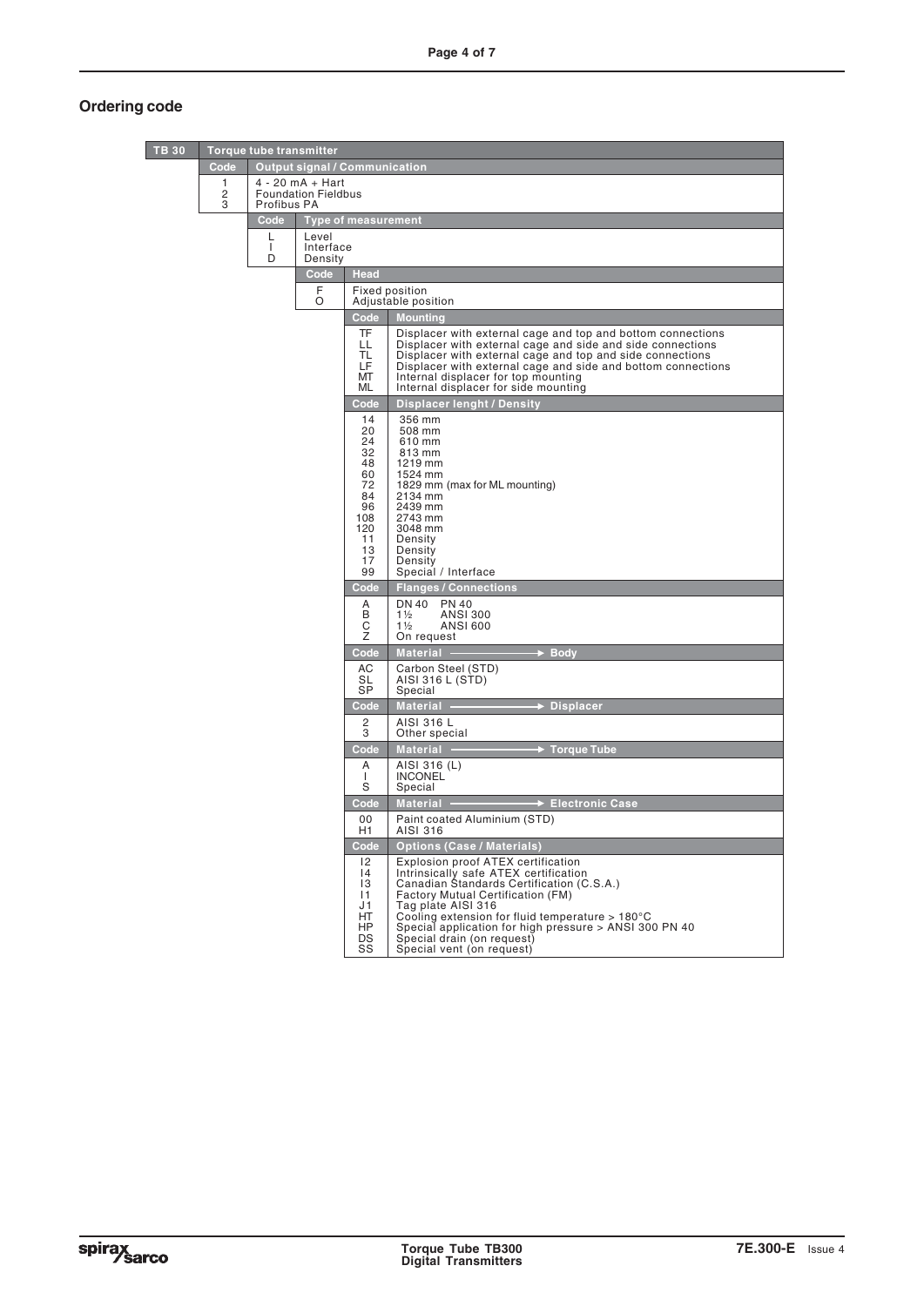## Ordering code

**TB 30** — Torque tube transmitter

| Code | Output signal / Communication |
|---|---|
| 1 | 4 - 20 mA + Hart |
| 2 | Foundation Fieldbus |
| 3 | Profibus PA |

| Code | Type of measurement |
|---|---|
| L | Level |
| I | Interface |
| D | Density |

| Code | Head |
|---|---|
| F | Fixed position |
| O | Adjustable position |

| Code | Mounting |
|---|---|
| TF | Displacer with external cage and top and bottom connections |
| LL | Displacer with external cage and side and side connections |
| TL | Displacer with external cage and top and side connections |
| LF | Displacer with external cage and side and bottom connections |
| MT | Internal displacer for top mounting |
| ML | Internal displacer for side mounting |

| Code | Displacer lenght / Density |
|---|---|
| 14 | 356 mm |
| 20 | 508 mm |
| 24 | 610 mm |
| 32 | 813 mm |
| 48 | 1219 mm |
| 60 | 1524 mm |
| 72 | 1829 mm (max for ML mounting) |
| 84 | 2134 mm |
| 96 | 2439 mm |
| 108 | 2743 mm |
| 120 | 3048 mm |
| 11 | Density |
| 13 | Density |
| 17 | Density |
| 99 | Special / Interface |

| Code | Flanges / Connections |
|---|---|
| A | DN 40 PN 40 |
| B | 1½ ANSI 300 |
| C | 1½ ANSI 600 |
| Z | On request |

| Code | Material → Body |
|---|---|
| AC | Carbon Steel (STD) |
| SL | AISI 316 L (STD) |
| SP | Special |

| Code | Material → Displacer |
|---|---|
| 2 | AISI 316 L |
| 3 | Other special |

| Code | Material → Torque Tube |
|---|---|
| A | AISI 316 (L) |
| I | INCONEL |
| S | Special |

| Code | Material → Electronic Case |
|---|---|
| 00 | Paint coated Aluminium (STD) |
| H1 | AISI 316 |

| Code | Options (Case / Materials) |
|---|---|
| I2 | Explosion proof ATEX certification |
| I4 | Intrinsically safe ATEX certification |
| I3 | Canadian Standards Certification (C.S.A.) |
| I1 | Factory Mutual Certification (FM) |
| J1 | Tag plate AISI 316 |
| HT | Cooling extension for fluid temperature > 180°C |
| HP | Special application for high pressure > ANSI 300 PN 40 |
| DS | Special drain (on request) |
| SS | Special vent (on request) |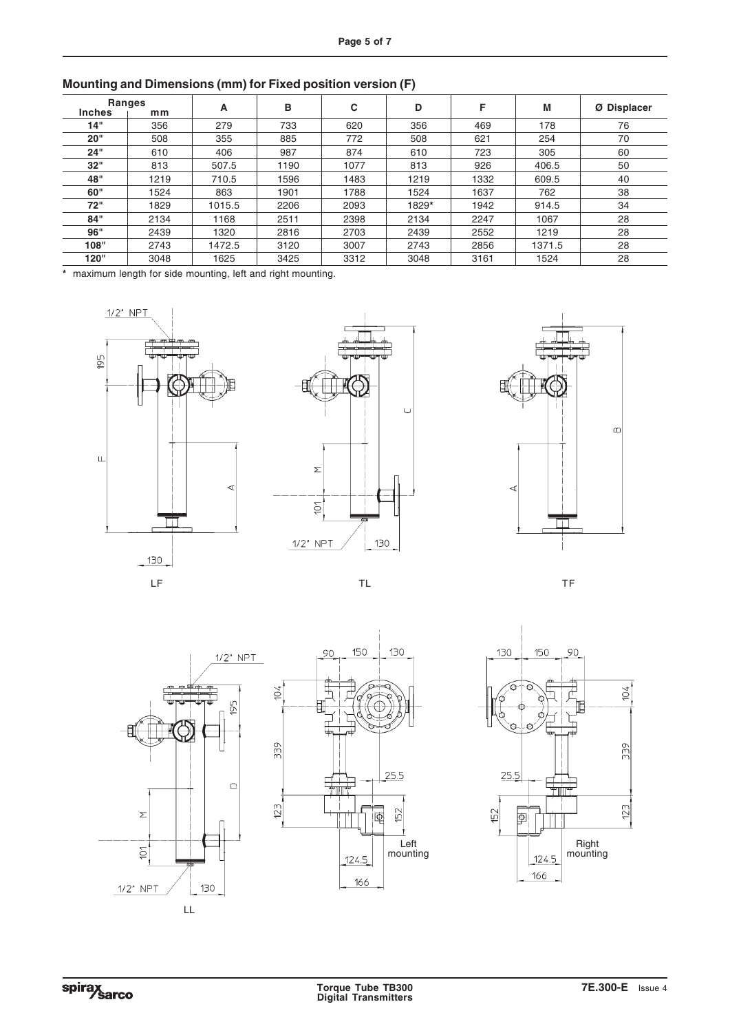## Mounting and Dimensions (mm) for Fixed position version (F)

| Ranges | | A | B | C | D | F | M | Ø Displacer |
|---|---|---|---|---|---|---|---|---|
| Inches | mm | | | | | | | |
| 14" | 356 | 279 | 733 | 620 | 356 | 469 | 178 | 76 |
| 20" | 508 | 355 | 885 | 772 | 508 | 621 | 254 | 70 |
| 24" | 610 | 406 | 987 | 874 | 610 | 723 | 305 | 60 |
| 32" | 813 | 507.5 | 1190 | 1077 | 813 | 926 | 406.5 | 50 |
| 48" | 1219 | 710.5 | 1596 | 1483 | 1219 | 1332 | 609.5 | 40 |
| 60" | 1524 | 863 | 1901 | 1788 | 1524 | 1637 | 762 | 38 |
| 72" | 1829 | 1015.5 | 2206 | 2093 | 1829* | 1942 | 914.5 | 34 |
| 84" | 2134 | 1168 | 2511 | 2398 | 2134 | 2247 | 1067 | 28 |
| 96" | 2439 | 1320 | 2816 | 2703 | 2439 | 2552 | 1219 | 28 |
| 108" | 2743 | 1472.5 | 3120 | 3007 | 2743 | 2856 | 1371.5 | 28 |
| 120" | 3048 | 1625 | 3425 | 3312 | 3048 | 3161 | 1524 | 28 |

* maximum length for side mounting, left and right mounting.

LF

TL

TF

LL

Left mounting

Right mounting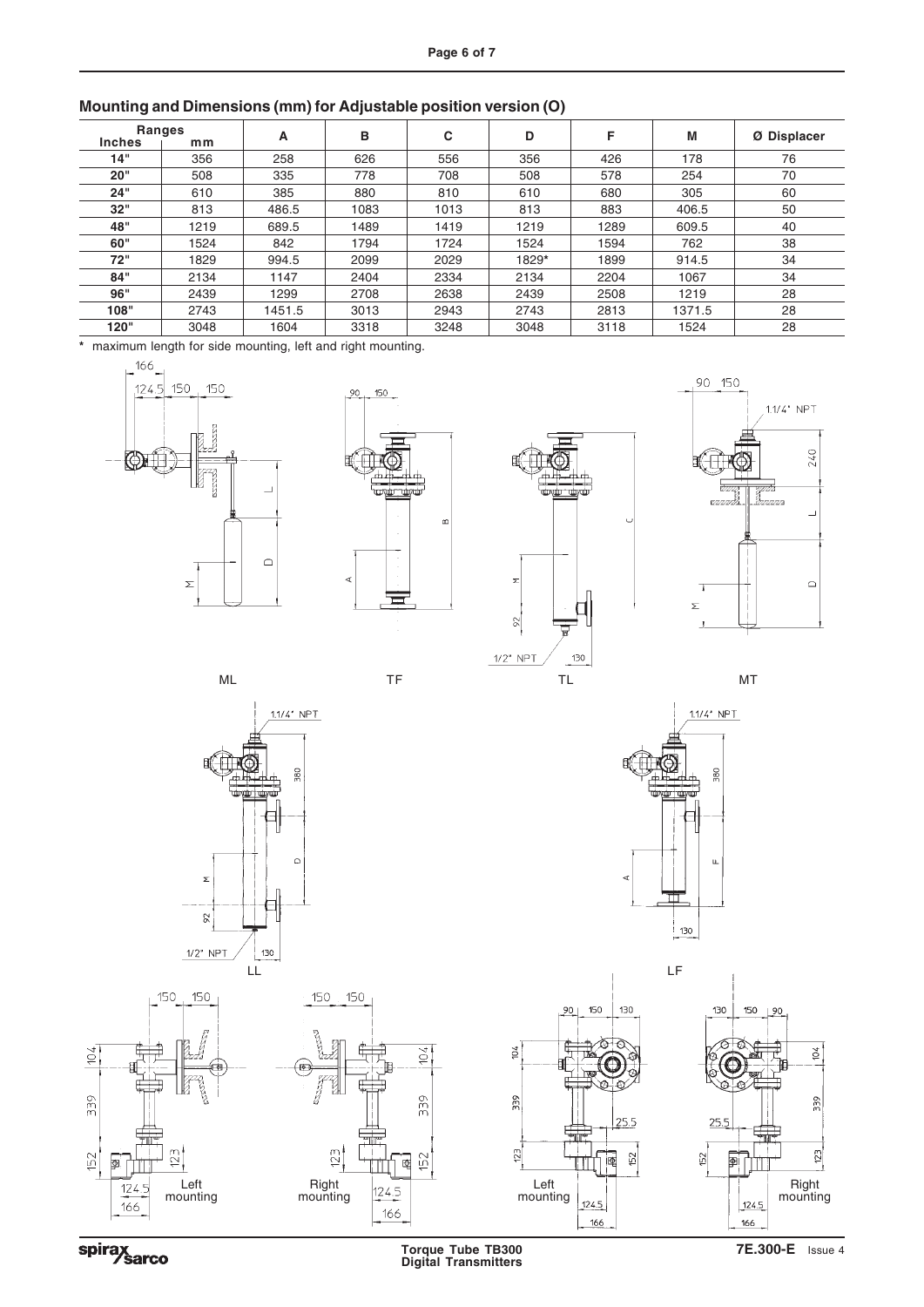## Mounting and Dimensions (mm) for Adjustable position version (O)

| Ranges Inches | Ranges mm | A | B | C | D | F | M | Ø Displacer |
|---|---|---|---|---|---|---|---|---|
| 14" | 356 | 258 | 626 | 556 | 356 | 426 | 178 | 76 |
| 20" | 508 | 335 | 778 | 708 | 508 | 578 | 254 | 70 |
| 24" | 610 | 385 | 880 | 810 | 610 | 680 | 305 | 60 |
| 32" | 813 | 486.5 | 1083 | 1013 | 813 | 883 | 406.5 | 50 |
| 48" | 1219 | 689.5 | 1489 | 1419 | 1219 | 1289 | 609.5 | 40 |
| 60" | 1524 | 842 | 1794 | 1724 | 1524 | 1594 | 762 | 38 |
| 72" | 1829 | 994.5 | 2099 | 2029 | 1829* | 1899 | 914.5 | 34 |
| 84" | 2134 | 1147 | 2404 | 2334 | 2134 | 2204 | 1067 | 34 |
| 96" | 2439 | 1299 | 2708 | 2638 | 2439 | 2508 | 1219 | 28 |
| 108" | 2743 | 1451.5 | 3013 | 2943 | 2743 | 2813 | 1371.5 | 28 |
| 120" | 3048 | 1604 | 3318 | 3248 | 3048 | 3118 | 1524 | 28 |

* maximum length for side mounting, left and right mounting.

ML

TF

TL

MT

LL

LF

Left mounting

Right mounting

Left mounting

Right mounting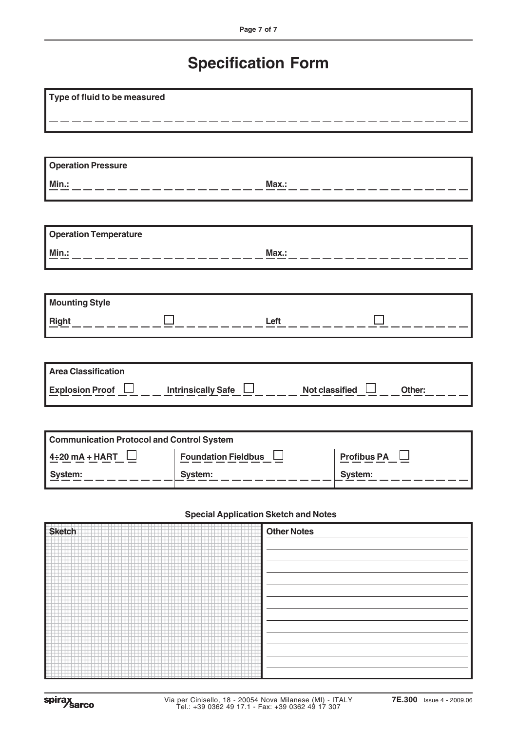# Specification Form

**Type of fluid to be measured**

**Operation Pressure**

**Min.:** **Max.:**

**Operation Temperature**

**Min.:** **Max.:**

**Mounting Style**

**Right** ☐ **Left** ☐

**Area Classification**

**Explosion Proof** ☐ **Intrinsically Safe** ☐ **Not classified** ☐ **Other:**

| **Communication Protocol and Control System** | | |
|---|---|---|
| **4÷20 mA + HART** ☐ | **Foundation Fieldbus** ☐ | **Profibus PA** ☐ |
| **System:** | **System:** | **System:** |

### Special Application Sketch and Notes

| **Sketch** | **Other Notes** |
|---|---|
| | |

Via per Cinisello, 18 - 20054 Nova Milanese (MI) - ITALY
Tel.: +39 0362 49 17.1 - Fax: +39 0362 49 17 307

**7E.300** Issue 4 - 2009.06